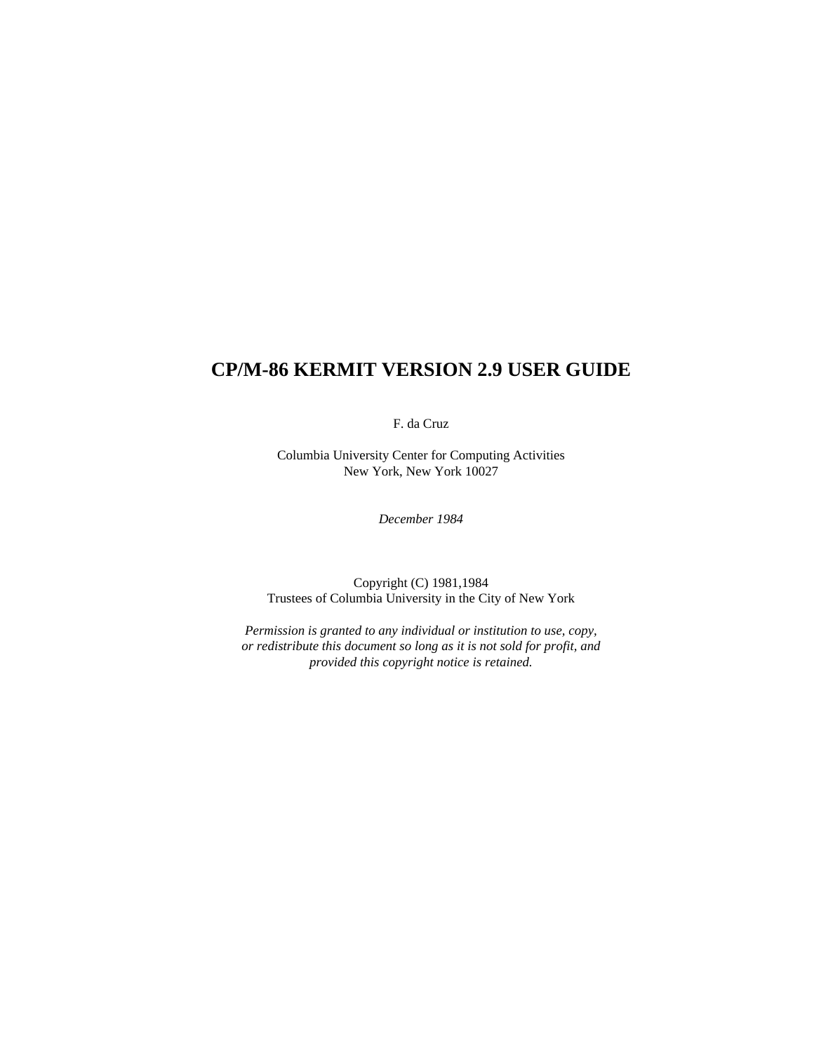# CP/M-86 KERMIT VERSION 2.9 USER GUIDE

F. da Cruz

Columbia University Center for Computing Activities
New York, New York 10027

*December 1984*

Copyright (C) 1981,1984
Trustees of Columbia University in the City of New York

*Permission is granted to any individual or institution to use, copy, or redistribute this document so long as it is not sold for profit, and provided this copyright notice is retained.*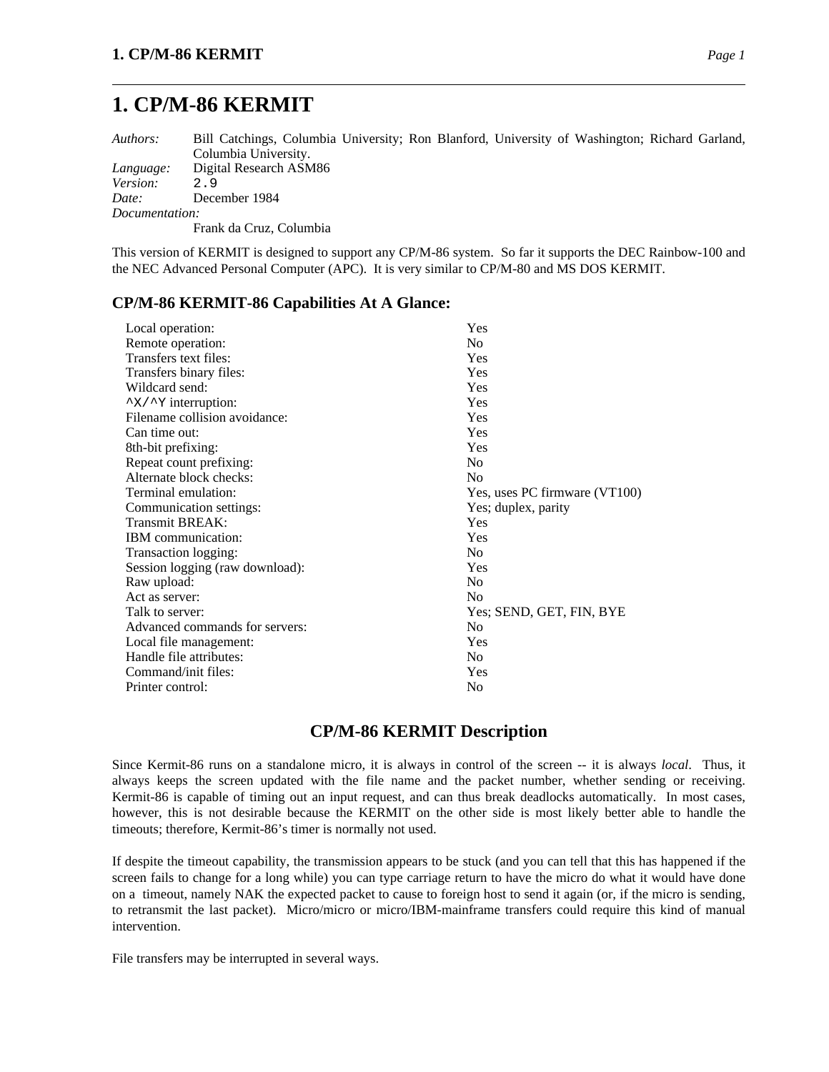# 1. CP/M-86 KERMIT

*Authors:* Bill Catchings, Columbia University; Ron Blanford, University of Washington; Richard Garland, Columbia University.
*Language:* Digital Research ASM86
*Version:* 2.9
*Date:* December 1984
*Documentation:*
Frank da Cruz, Columbia

This version of KERMIT is designed to support any CP/M-86 system. So far it supports the DEC Rainbow-100 and the NEC Advanced Personal Computer (APC). It is very similar to CP/M-80 and MS DOS KERMIT.

### CP/M-86 KERMIT-86 Capabilities At A Glance:

| | |
|---|---|
| Local operation: | Yes |
| Remote operation: | No |
| Transfers text files: | Yes |
| Transfers binary files: | Yes |
| Wildcard send: | Yes |
| ^X/^Y interruption: | Yes |
| Filename collision avoidance: | Yes |
| Can time out: | Yes |
| 8th-bit prefixing: | Yes |
| Repeat count prefixing: | No |
| Alternate block checks: | No |
| Terminal emulation: | Yes, uses PC firmware (VT100) |
| Communication settings: | Yes; duplex, parity |
| Transmit BREAK: | Yes |
| IBM communication: | Yes |
| Transaction logging: | No |
| Session logging (raw download): | Yes |
| Raw upload: | No |
| Act as server: | No |
| Talk to server: | Yes; SEND, GET, FIN, BYE |
| Advanced commands for servers: | No |
| Local file management: | Yes |
| Handle file attributes: | No |
| Command/init files: | Yes |
| Printer control: | No |

## CP/M-86 KERMIT Description

Since Kermit-86 runs on a standalone micro, it is always in control of the screen -- it is always *local*. Thus, it always keeps the screen updated with the file name and the packet number, whether sending or receiving. Kermit-86 is capable of timing out an input request, and can thus break deadlocks automatically. In most cases, however, this is not desirable because the KERMIT on the other side is most likely better able to handle the timeouts; therefore, Kermit-86's timer is normally not used.

If despite the timeout capability, the transmission appears to be stuck (and you can tell that this has happened if the screen fails to change for a long while) you can type carriage return to have the micro do what it would have done on a timeout, namely NAK the expected packet to cause to foreign host to send it again (or, if the micro is sending, to retransmit the last packet). Micro/micro or micro/IBM-mainframe transfers could require this kind of manual intervention.

File transfers may be interrupted in several ways.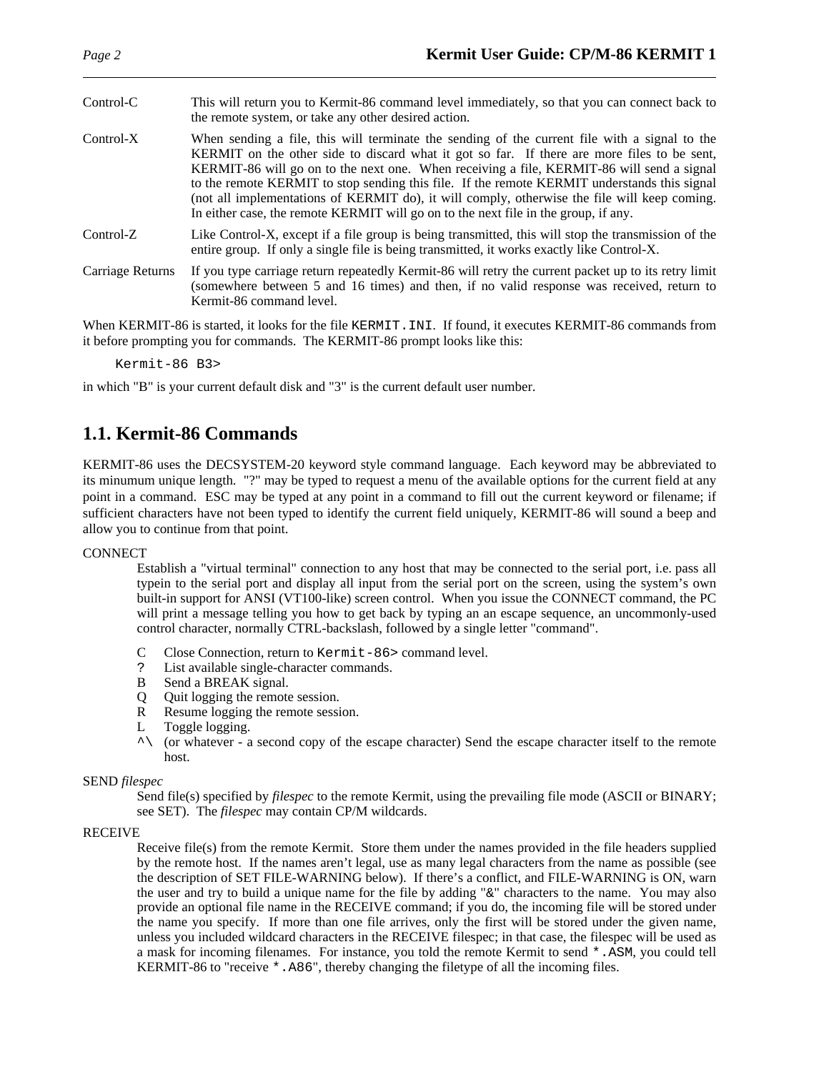Control-C
: This will return you to Kermit-86 command level immediately, so that you can connect back to the remote system, or take any other desired action.

Control-X
: When sending a file, this will terminate the sending of the current file with a signal to the KERMIT on the other side to discard what it got so far. If there are more files to be sent, KERMIT-86 will go on to the next one. When receiving a file, KERMIT-86 will send a signal to the remote KERMIT to stop sending this file. If the remote KERMIT understands this signal (not all implementations of KERMIT do), it will comply, otherwise the file will keep coming. In either case, the remote KERMIT will go on to the next file in the group, if any.

Control-Z
: Like Control-X, except if a file group is being transmitted, this will stop the transmission of the entire group. If only a single file is being transmitted, it works exactly like Control-X.

Carriage Returns
: If you type carriage return repeatedly Kermit-86 will retry the current packet up to its retry limit (somewhere between 5 and 16 times) and then, if no valid response was received, return to Kermit-86 command level.

When KERMIT-86 is started, it looks for the file `KERMIT.INI`. If found, it executes KERMIT-86 commands from it before prompting you for commands. The KERMIT-86 prompt looks like this:

```
Kermit-86 B3>
```

in which "B" is your current default disk and "3" is the current default user number.

## 1.1. Kermit-86 Commands

KERMIT-86 uses the DECSYSTEM-20 keyword style command language. Each keyword may be abbreviated to its minumum unique length. "?" may be typed to request a menu of the available options for the current field at any point in a command. ESC may be typed at any point in a command to fill out the current keyword or filename; if sufficient characters have not been typed to identify the current field uniquely, KERMIT-86 will sound a beep and allow you to continue from that point.

CONNECT

Establish a "virtual terminal" connection to any host that may be connected to the serial port, i.e. pass all typein to the serial port and display all input from the serial port on the screen, using the system's own built-in support for ANSI (VT100-like) screen control. When you issue the CONNECT command, the PC will print a message telling you how to get back by typing an an escape sequence, an uncommonly-used control character, normally CTRL-backslash, followed by a single letter "command".

- C Close Connection, return to `Kermit-86>` command level.
- `?` List available single-character commands.
- B Send a BREAK signal.
- Q Quit logging the remote session.
- R Resume logging the remote session.
- L Toggle logging.
- `^\` (or whatever - a second copy of the escape character) Send the escape character itself to the remote host.

SEND *filespec*

Send file(s) specified by *filespec* to the remote Kermit, using the prevailing file mode (ASCII or BINARY; see SET). The *filespec* may contain CP/M wildcards.

RECEIVE

Receive file(s) from the remote Kermit. Store them under the names provided in the file headers supplied by the remote host. If the names aren't legal, use as many legal characters from the name as possible (see the description of SET FILE-WARNING below). If there's a conflict, and FILE-WARNING is ON, warn the user and try to build a unique name for the file by adding "&" characters to the name. You may also provide an optional file name in the RECEIVE command; if you do, the incoming file will be stored under the name you specify. If more than one file arrives, only the first will be stored under the given name, unless you included wildcard characters in the RECEIVE filespec; in that case, the filespec will be used as a mask for incoming filenames. For instance, you told the remote Kermit to send `*.ASM`, you could tell KERMIT-86 to "receive `*.A86`", thereby changing the filetype of all the incoming files.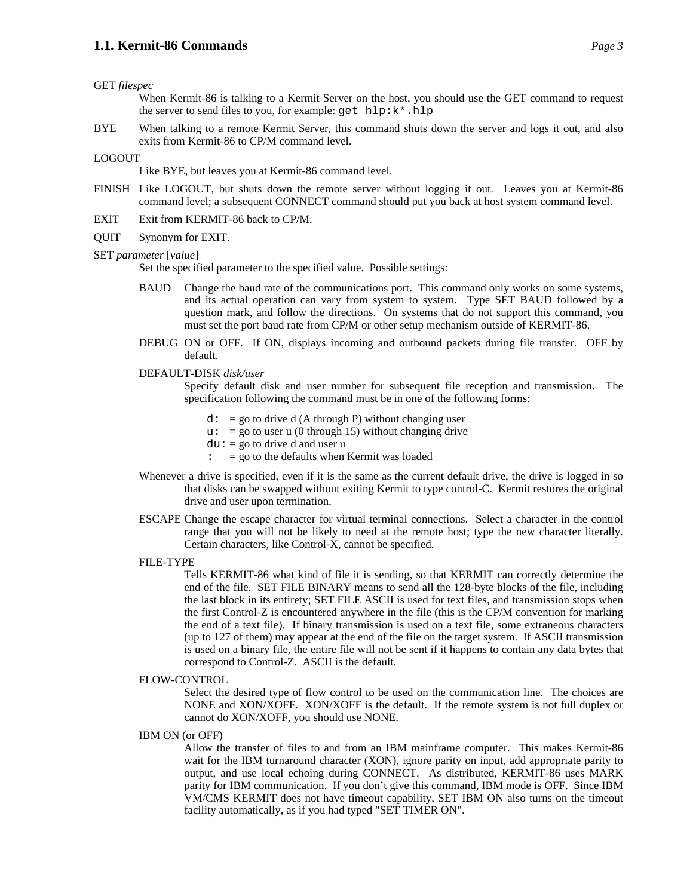GET *filespec*

When Kermit-86 is talking to a Kermit Server on the host, you should use the GET command to request the server to send files to you, for example: `get hlp:k*.hlp`

BYE
: When talking to a remote Kermit Server, this command shuts down the server and logs it out, and also exits from Kermit-86 to CP/M command level.

LOGOUT

Like BYE, but leaves you at Kermit-86 command level.

FINISH
: Like LOGOUT, but shuts down the remote server without logging it out. Leaves you at Kermit-86 command level; a subsequent CONNECT command should put you back at host system command level.

EXIT
: Exit from KERMIT-86 back to CP/M.

QUIT
: Synonym for EXIT.

SET *parameter* [*value*]

Set the specified parameter to the specified value. Possible settings:

BAUD
: Change the baud rate of the communications port. This command only works on some systems, and its actual operation can vary from system to system. Type SET BAUD followed by a question mark, and follow the directions. On systems that do not support this command, you must set the port baud rate from CP/M or other setup mechanism outside of KERMIT-86.

DEBUG
: ON or OFF. If ON, displays incoming and outbound packets during file transfer. OFF by default.

DEFAULT-DISK *disk/user*

Specify default disk and user number for subsequent file reception and transmission. The specification following the command must be in one of the following forms:

```
d:  = go to drive d (A through P) without changing user
u:  = go to user u (0 through 15) without changing drive
du: = go to drive d and user u
:   = go to the defaults when Kermit was loaded
```

Whenever a drive is specified, even if it is the same as the current default drive, the drive is logged in so that disks can be swapped without exiting Kermit to type control-C. Kermit restores the original drive and user upon termination.

ESCAPE
: Change the escape character for virtual terminal connections. Select a character in the control range that you will not be likely to need at the remote host; type the new character literally. Certain characters, like Control-X, cannot be specified.

FILE-TYPE

Tells KERMIT-86 what kind of file it is sending, so that KERMIT can correctly determine the end of the file. SET FILE BINARY means to send all the 128-byte blocks of the file, including the last block in its entirety; SET FILE ASCII is used for text files, and transmission stops when the first Control-Z is encountered anywhere in the file (this is the CP/M convention for marking the end of a text file). If binary transmission is used on a text file, some extraneous characters (up to 127 of them) may appear at the end of the file on the target system. If ASCII transmission is used on a binary file, the entire file will not be sent if it happens to contain any data bytes that correspond to Control-Z. ASCII is the default.

FLOW-CONTROL

Select the desired type of flow control to be used on the communication line. The choices are NONE and XON/XOFF. XON/XOFF is the default. If the remote system is not full duplex or cannot do XON/XOFF, you should use NONE.

IBM ON (or OFF)

Allow the transfer of files to and from an IBM mainframe computer. This makes Kermit-86 wait for the IBM turnaround character (XON), ignore parity on input, add appropriate parity to output, and use local echoing during CONNECT. As distributed, KERMIT-86 uses MARK parity for IBM communication. If you don't give this command, IBM mode is OFF. Since IBM VM/CMS KERMIT does not have timeout capability, SET IBM ON also turns on the timeout facility automatically, as if you had typed "SET TIMER ON".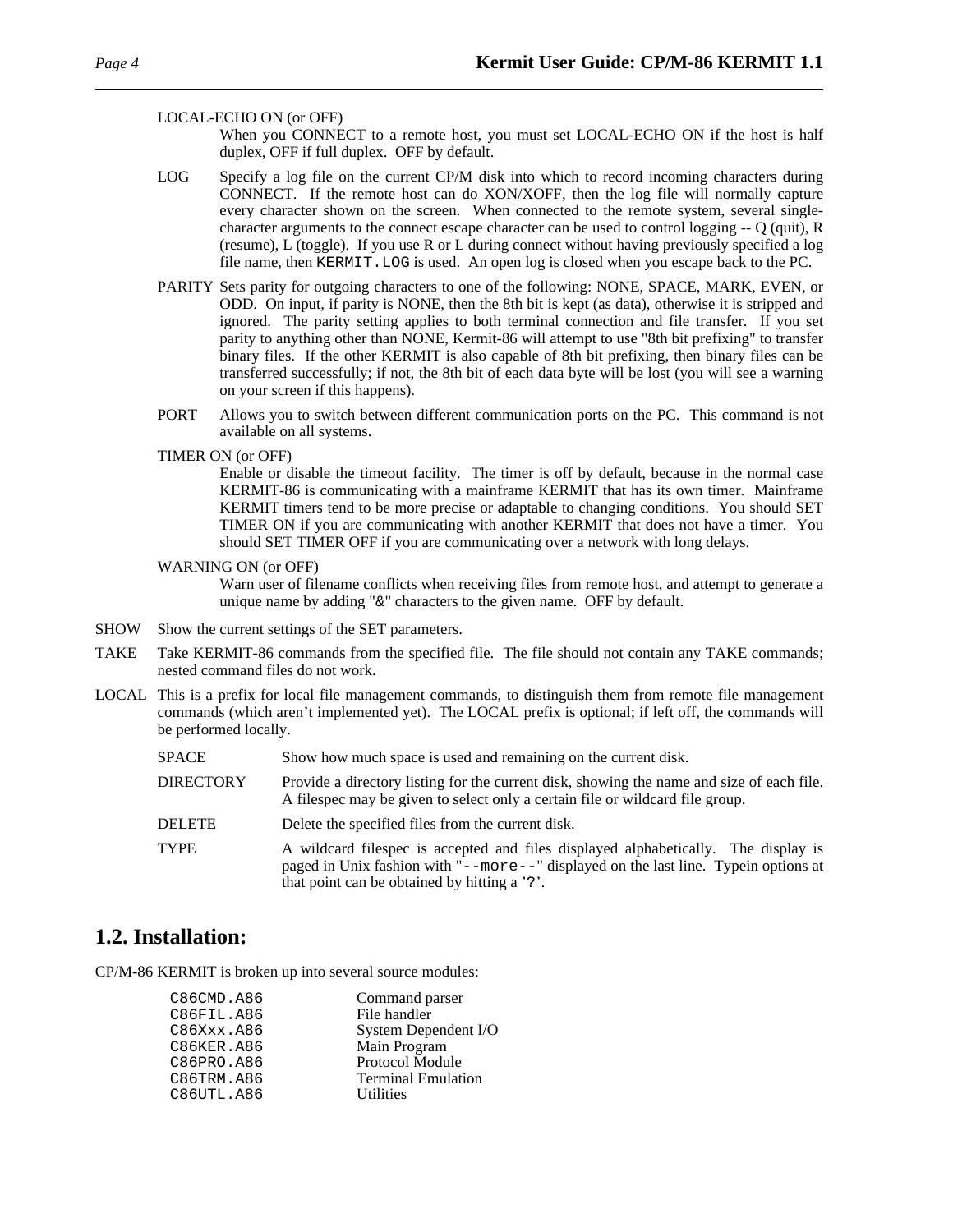LOCAL-ECHO ON (or OFF)
: When you CONNECT to a remote host, you must set LOCAL-ECHO ON if the host is half duplex, OFF if full duplex. OFF by default.

LOG
: Specify a log file on the current CP/M disk into which to record incoming characters during CONNECT. If the remote host can do XON/XOFF, then the log file will normally capture every character shown on the screen. When connected to the remote system, several single-character arguments to the connect escape character can be used to control logging -- Q (quit), R (resume), L (toggle). If you use R or L during connect without having previously specified a log file name, then `KERMIT.LOG` is used. An open log is closed when you escape back to the PC.

PARITY
: Sets parity for outgoing characters to one of the following: NONE, SPACE, MARK, EVEN, or ODD. On input, if parity is NONE, then the 8th bit is kept (as data), otherwise it is stripped and ignored. The parity setting applies to both terminal connection and file transfer. If you set parity to anything other than NONE, Kermit-86 will attempt to use "8th bit prefixing" to transfer binary files. If the other KERMIT is also capable of 8th bit prefixing, then binary files can be transferred successfully; if not, the 8th bit of each data byte will be lost (you will see a warning on your screen if this happens).

PORT
: Allows you to switch between different communication ports on the PC. This command is not available on all systems.

TIMER ON (or OFF)
: Enable or disable the timeout facility. The timer is off by default, because in the normal case KERMIT-86 is communicating with a mainframe KERMIT that has its own timer. Mainframe KERMIT timers tend to be more precise or adaptable to changing conditions. You should SET TIMER ON if you are communicating with another KERMIT that does not have a timer. You should SET TIMER OFF if you are communicating over a network with long delays.

WARNING ON (or OFF)
: Warn user of filename conflicts when receiving files from remote host, and attempt to generate a unique name by adding "&" characters to the given name. OFF by default.

SHOW
: Show the current settings of the SET parameters.

TAKE
: Take KERMIT-86 commands from the specified file. The file should not contain any TAKE commands; nested command files do not work.

LOCAL
: This is a prefix for local file management commands, to distinguish them from remote file management commands (which aren't implemented yet). The LOCAL prefix is optional; if left off, the commands will be performed locally.

| | |
|---|---|
| SPACE | Show how much space is used and remaining on the current disk. |
| DIRECTORY | Provide a directory listing for the current disk, showing the name and size of each file. A filespec may be given to select only a certain file or wildcard file group. |
| DELETE | Delete the specified files from the current disk. |
| TYPE | A wildcard filespec is accepted and files displayed alphabetically. The display is paged in Unix fashion with "`--more--`" displayed on the last line. Typein options at that point can be obtained by hitting a '`?`'. |

## 1.2. Installation:

CP/M-86 KERMIT is broken up into several source modules:

| | |
|---|---|
| `C86CMD.A86` | Command parser |
| `C86FIL.A86` | File handler |
| `C86Xxx.A86` | System Dependent I/O |
| `C86KER.A86` | Main Program |
| `C86PRO.A86` | Protocol Module |
| `C86TRM.A86` | Terminal Emulation |
| `C86UTL.A86` | Utilities |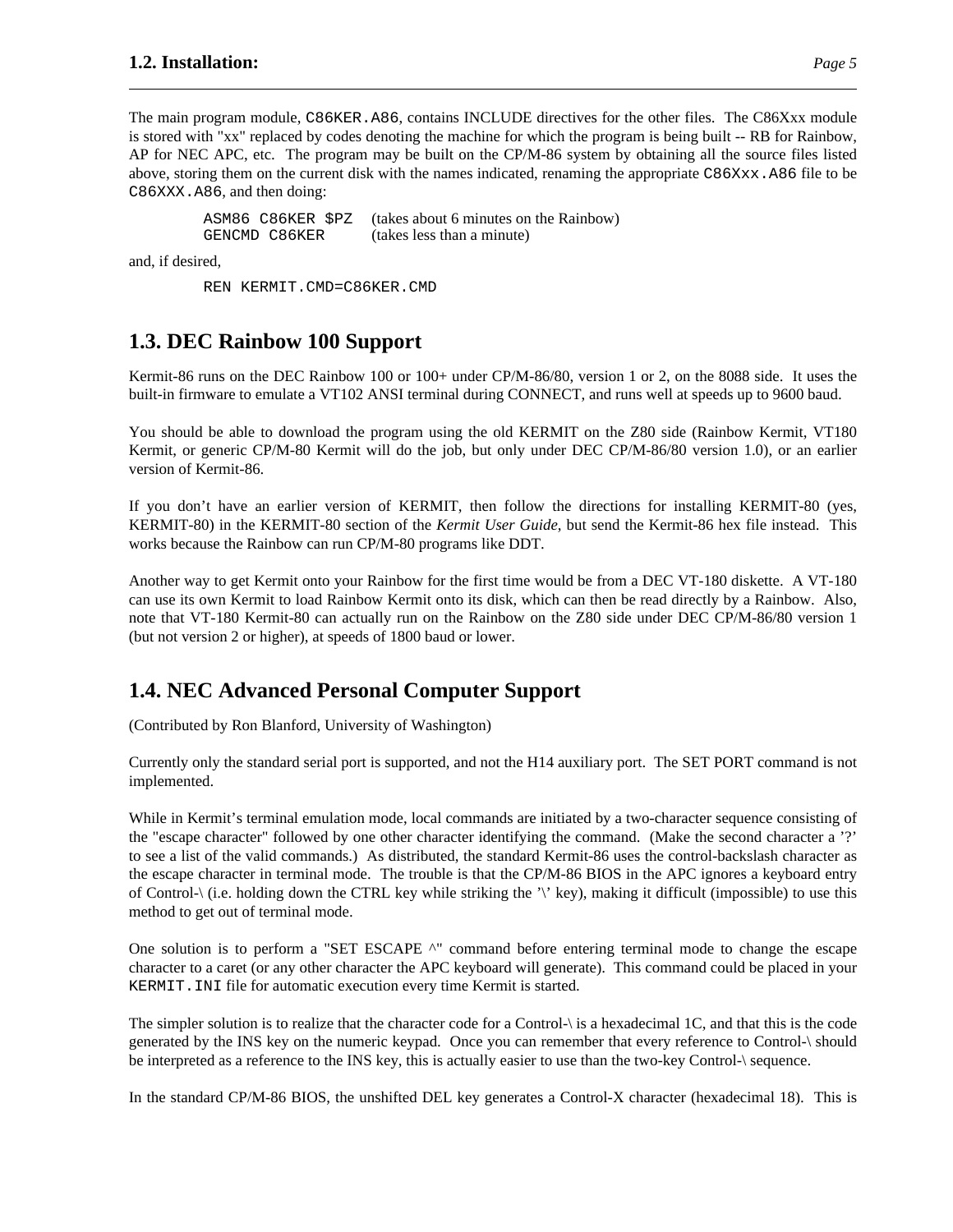The main program module, `C86KER.A86`, contains INCLUDE directives for the other files. The C86Xxx module is stored with "xx" replaced by codes denoting the machine for which the program is being built -- RB for Rainbow, AP for NEC APC, etc. The program may be built on the CP/M-86 system by obtaining all the source files listed above, storing them on the current disk with the names indicated, renaming the appropriate `C86Xxx.A86` file to be `C86XXX.A86`, and then doing:

```
ASM86 C86KER $PZ    (takes about 6 minutes on the Rainbow)
GENCMD C86KER       (takes less than a minute)
```

and, if desired,

```
REN KERMIT.CMD=C86KER.CMD
```

## 1.3. DEC Rainbow 100 Support

Kermit-86 runs on the DEC Rainbow 100 or 100+ under CP/M-86/80, version 1 or 2, on the 8088 side. It uses the built-in firmware to emulate a VT102 ANSI terminal during CONNECT, and runs well at speeds up to 9600 baud.

You should be able to download the program using the old KERMIT on the Z80 side (Rainbow Kermit, VT180 Kermit, or generic CP/M-80 Kermit will do the job, but only under DEC CP/M-86/80 version 1.0), or an earlier version of Kermit-86.

If you don't have an earlier version of KERMIT, then follow the directions for installing KERMIT-80 (yes, KERMIT-80) in the KERMIT-80 section of the *Kermit User Guide*, but send the Kermit-86 hex file instead. This works because the Rainbow can run CP/M-80 programs like DDT.

Another way to get Kermit onto your Rainbow for the first time would be from a DEC VT-180 diskette. A VT-180 can use its own Kermit to load Rainbow Kermit onto its disk, which can then be read directly by a Rainbow. Also, note that VT-180 Kermit-80 can actually run on the Rainbow on the Z80 side under DEC CP/M-86/80 version 1 (but not version 2 or higher), at speeds of 1800 baud or lower.

## 1.4. NEC Advanced Personal Computer Support

(Contributed by Ron Blanford, University of Washington)

Currently only the standard serial port is supported, and not the H14 auxiliary port. The SET PORT command is not implemented.

While in Kermit's terminal emulation mode, local commands are initiated by a two-character sequence consisting of the "escape character" followed by one other character identifying the command. (Make the second character a '?' to see a list of the valid commands.) As distributed, the standard Kermit-86 uses the control-backslash character as the escape character in terminal mode. The trouble is that the CP/M-86 BIOS in the APC ignores a keyboard entry of Control-\ (i.e. holding down the CTRL key while striking the '\' key), making it difficult (impossible) to use this method to get out of terminal mode.

One solution is to perform a "SET ESCAPE ^" command before entering terminal mode to change the escape character to a caret (or any other character the APC keyboard will generate). This command could be placed in your `KERMIT.INI` file for automatic execution every time Kermit is started.

The simpler solution is to realize that the character code for a Control-\ is a hexadecimal 1C, and that this is the code generated by the INS key on the numeric keypad. Once you can remember that every reference to Control-\ should be interpreted as a reference to the INS key, this is actually easier to use than the two-key Control-\ sequence.

In the standard CP/M-86 BIOS, the unshifted DEL key generates a Control-X character (hexadecimal 18). This is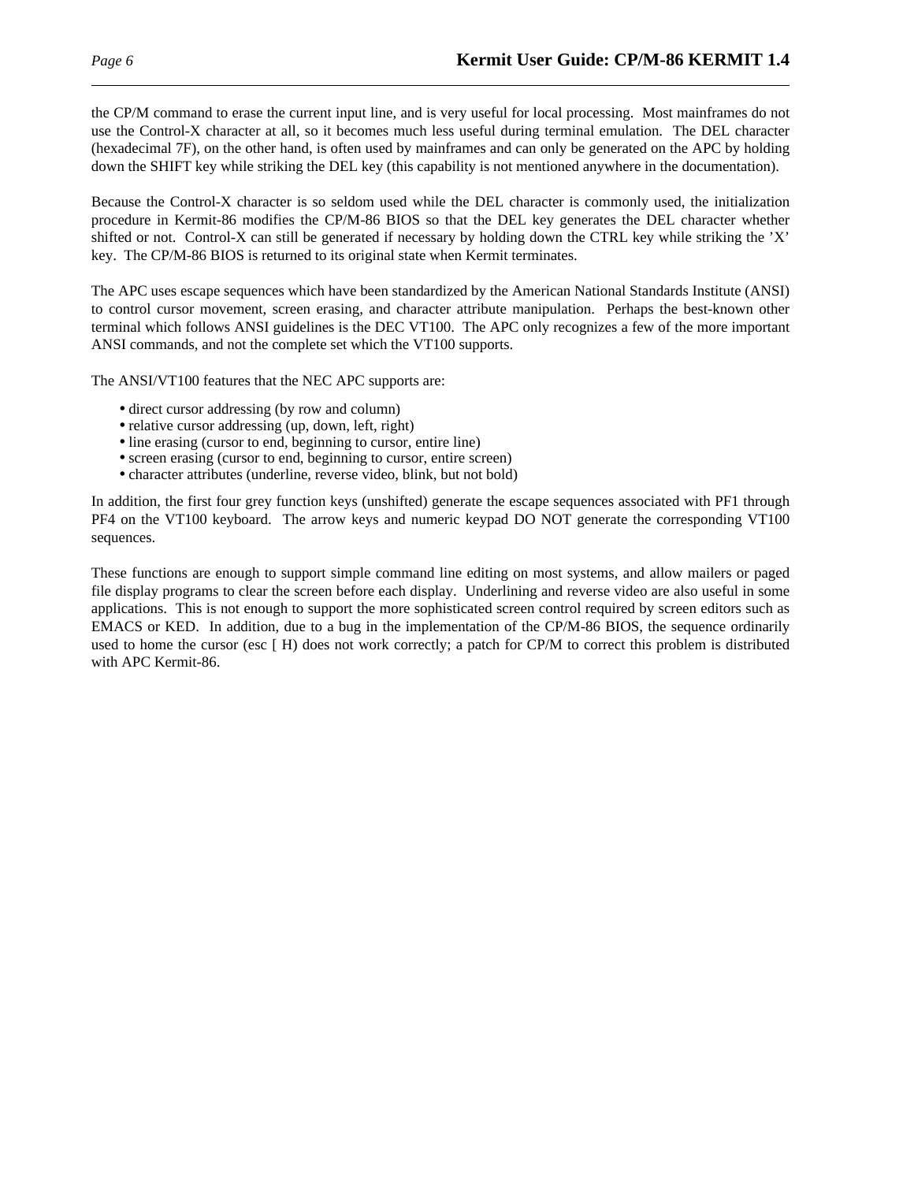the CP/M command to erase the current input line, and is very useful for local processing. Most mainframes do not use the Control-X character at all, so it becomes much less useful during terminal emulation. The DEL character (hexadecimal 7F), on the other hand, is often used by mainframes and can only be generated on the APC by holding down the SHIFT key while striking the DEL key (this capability is not mentioned anywhere in the documentation).

Because the Control-X character is so seldom used while the DEL character is commonly used, the initialization procedure in Kermit-86 modifies the CP/M-86 BIOS so that the DEL key generates the DEL character whether shifted or not. Control-X can still be generated if necessary by holding down the CTRL key while striking the 'X' key. The CP/M-86 BIOS is returned to its original state when Kermit terminates.

The APC uses escape sequences which have been standardized by the American National Standards Institute (ANSI) to control cursor movement, screen erasing, and character attribute manipulation. Perhaps the best-known other terminal which follows ANSI guidelines is the DEC VT100. The APC only recognizes a few of the more important ANSI commands, and not the complete set which the VT100 supports.

The ANSI/VT100 features that the NEC APC supports are:

- direct cursor addressing (by row and column)
- relative cursor addressing (up, down, left, right)
- line erasing (cursor to end, beginning to cursor, entire line)
- screen erasing (cursor to end, beginning to cursor, entire screen)
- character attributes (underline, reverse video, blink, but not bold)

In addition, the first four grey function keys (unshifted) generate the escape sequences associated with PF1 through PF4 on the VT100 keyboard. The arrow keys and numeric keypad DO NOT generate the corresponding VT100 sequences.

These functions are enough to support simple command line editing on most systems, and allow mailers or paged file display programs to clear the screen before each display. Underlining and reverse video are also useful in some applications. This is not enough to support the more sophisticated screen control required by screen editors such as EMACS or KED. In addition, due to a bug in the implementation of the CP/M-86 BIOS, the sequence ordinarily used to home the cursor (esc [ H) does not work correctly; a patch for CP/M to correct this problem is distributed with APC Kermit-86.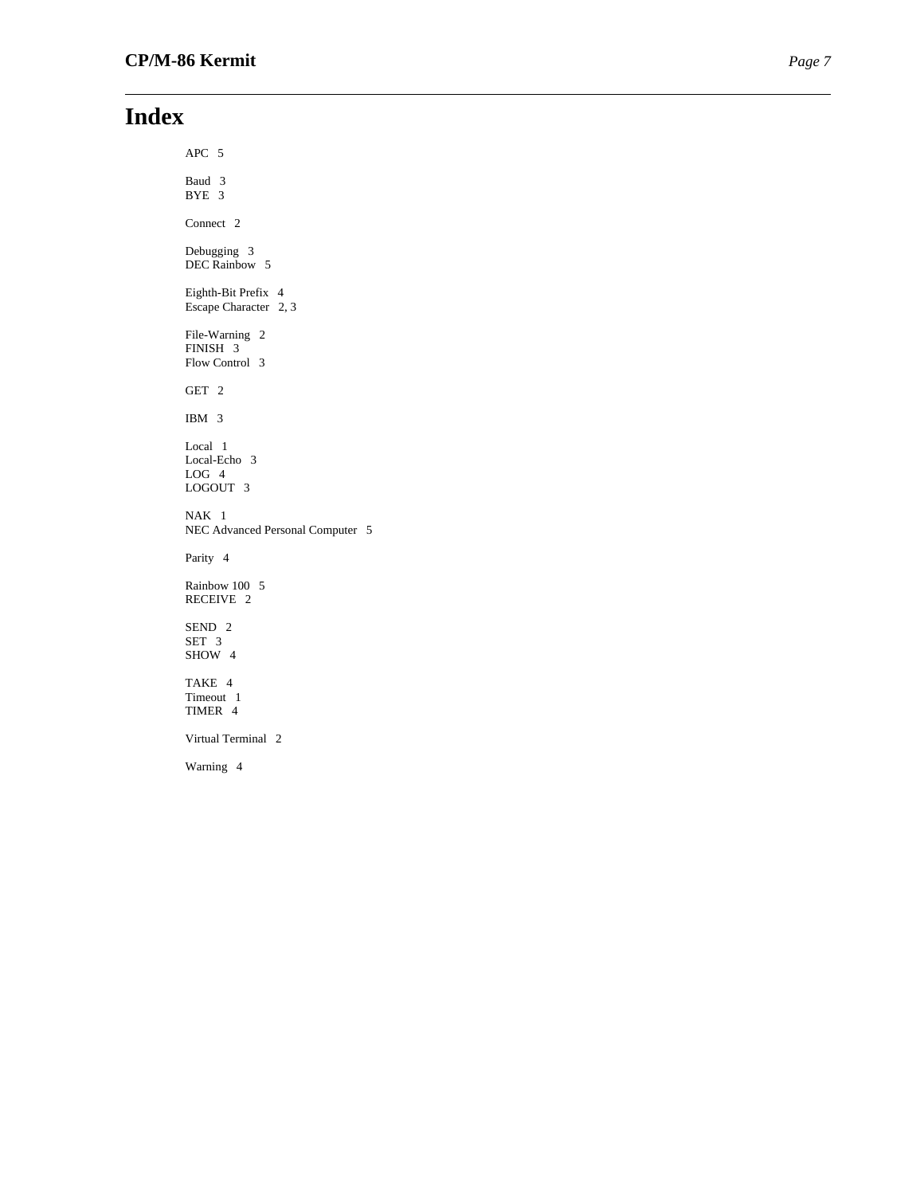# Index

APC 5

Baud 3
BYE 3

Connect 2

Debugging 3
DEC Rainbow 5

Eighth-Bit Prefix 4
Escape Character 2, 3

File-Warning 2
FINISH 3
Flow Control 3

GET 2

IBM 3

Local 1
Local-Echo 3
LOG 4
LOGOUT 3

NAK 1
NEC Advanced Personal Computer 5

Parity 4

Rainbow 100 5
RECEIVE 2

SEND 2
SET 3
SHOW 4

TAKE 4
Timeout 1
TIMER 4

Virtual Terminal 2

Warning 4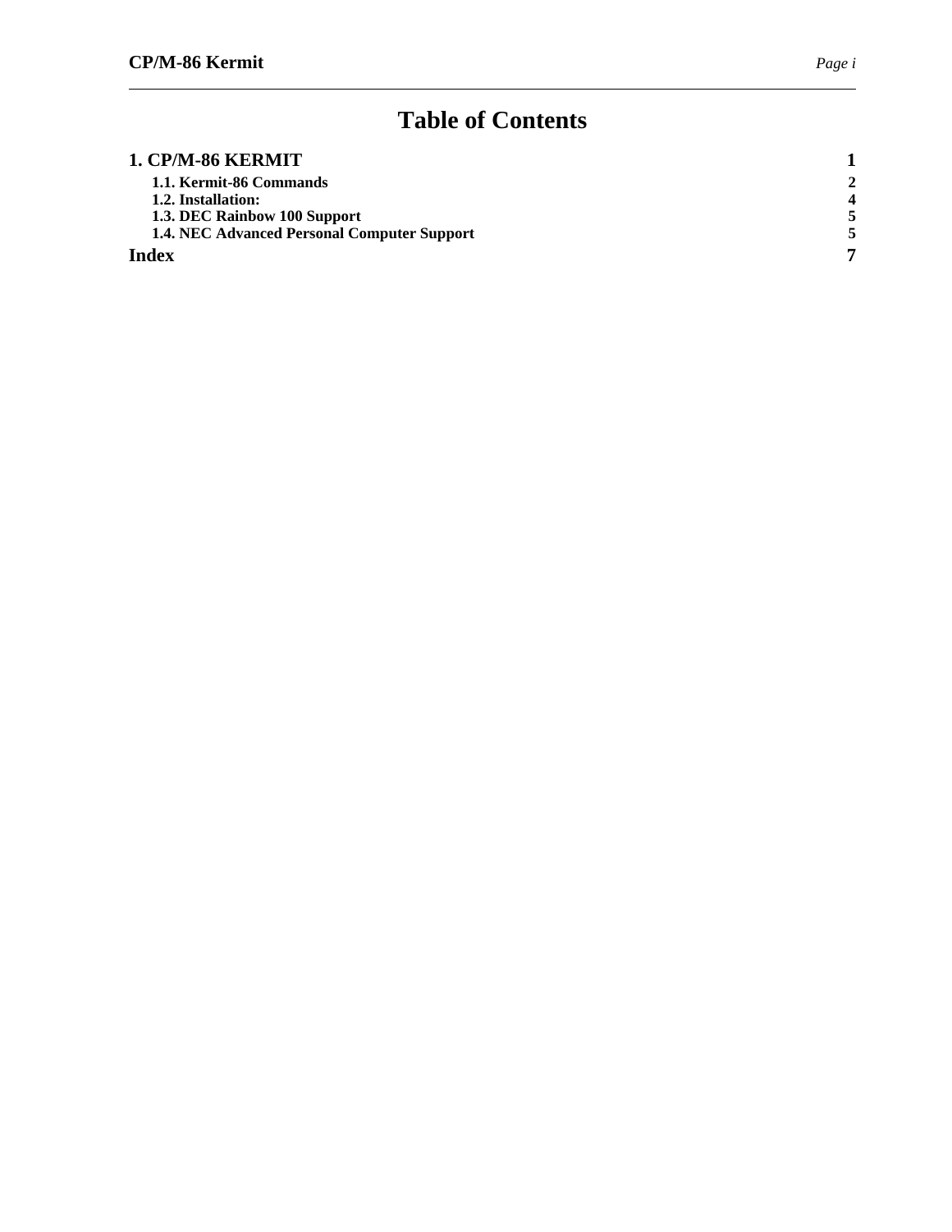# Table of Contents

| | |
|---|---|
| **1. CP/M-86 KERMIT** | **1** |
| **1.1. Kermit-86 Commands** | **2** |
| **1.2. Installation:** | **4** |
| **1.3. DEC Rainbow 100 Support** | **5** |
| **1.4. NEC Advanced Personal Computer Support** | **5** |
| **Index** | **7** |